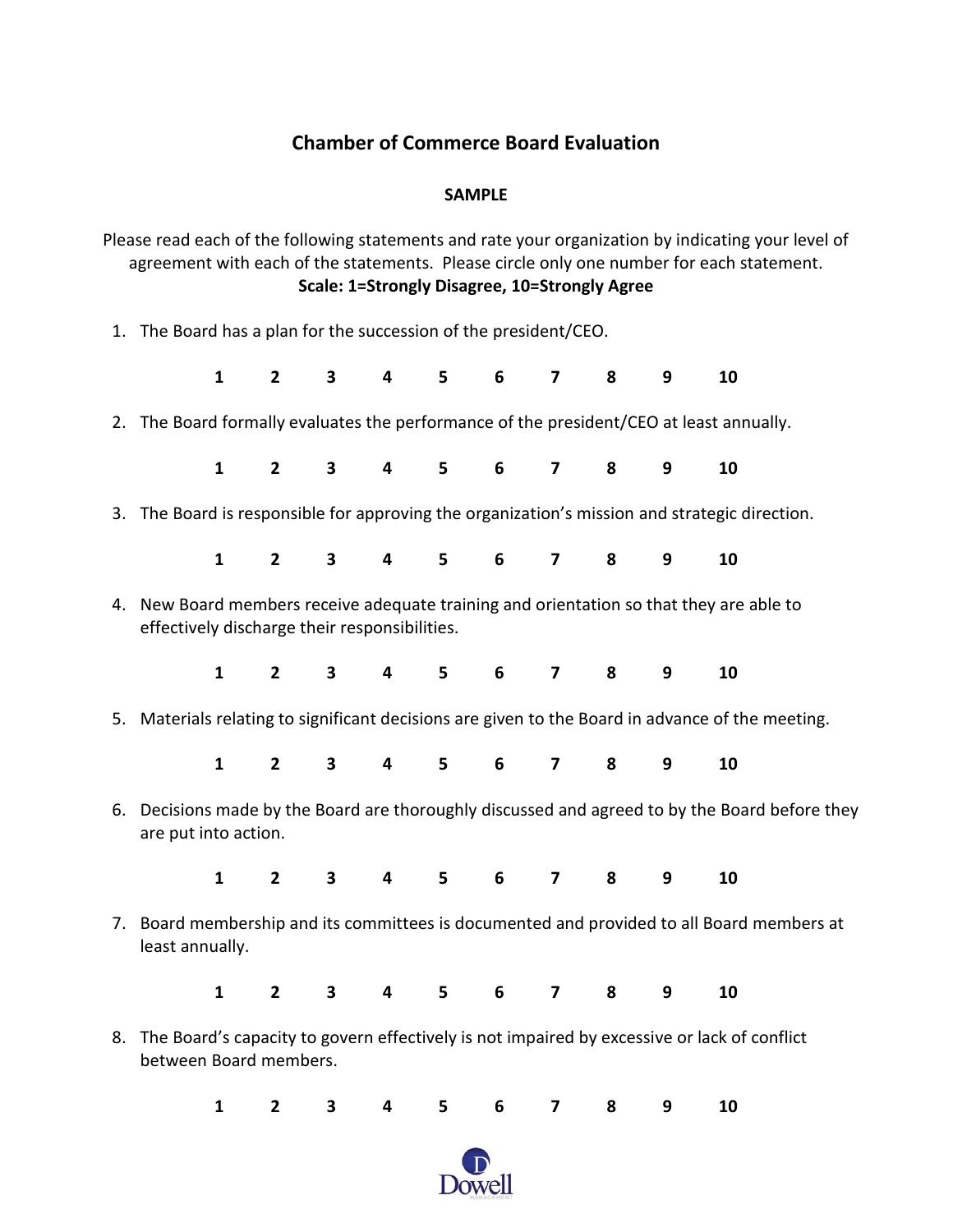# Chamber of Commerce Board Evaluation

**SAMPLE**

Please read each of the following statements and rate your organization by indicating your level of agreement with each of the statements. Please circle only one number for each statement.
**Scale: 1=Strongly Disagree, 10=Strongly Agree**

1. The Board has a plan for the succession of the president/CEO.

   **1 2 3 4 5 6 7 8 9 10**

2. The Board formally evaluates the performance of the president/CEO at least annually.

   **1 2 3 4 5 6 7 8 9 10**

3. The Board is responsible for approving the organization's mission and strategic direction.

   **1 2 3 4 5 6 7 8 9 10**

4. New Board members receive adequate training and orientation so that they are able to effectively discharge their responsibilities.

   **1 2 3 4 5 6 7 8 9 10**

5. Materials relating to significant decisions are given to the Board in advance of the meeting.

   **1 2 3 4 5 6 7 8 9 10**

6. Decisions made by the Board are thoroughly discussed and agreed to by the Board before they are put into action.

   **1 2 3 4 5 6 7 8 9 10**

7. Board membership and its committees is documented and provided to all Board members at least annually.

   **1 2 3 4 5 6 7 8 9 10**

8. The Board's capacity to govern effectively is not impaired by excessive or lack of conflict between Board members.

   **1 2 3 4 5 6 7 8 9 10**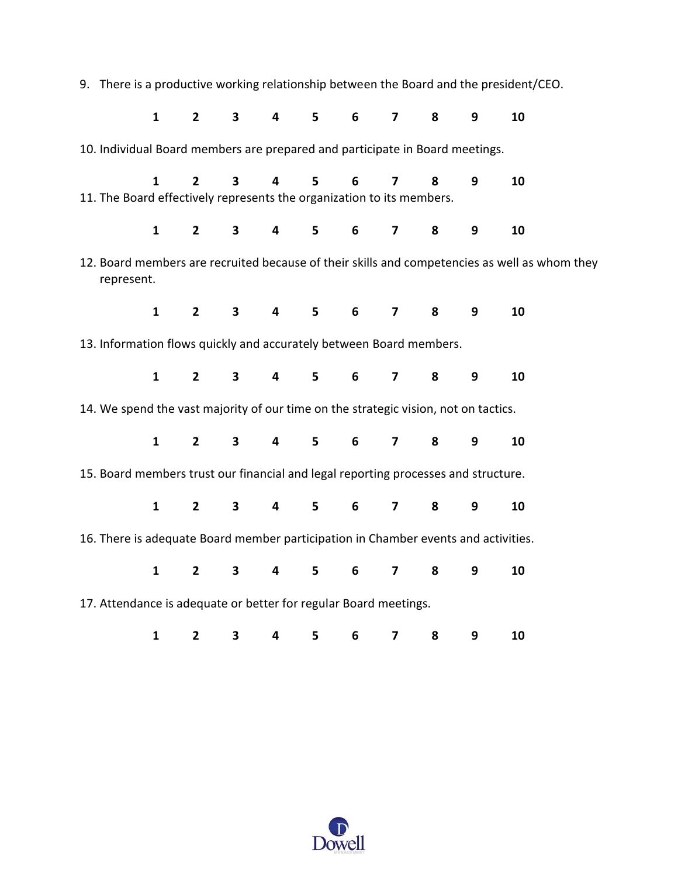9. There is a productive working relationship between the Board and the president/CEO.

**1 2 3 4 5 6 7 8 9 10**

10. Individual Board members are prepared and participate in Board meetings.

**1 2 3 4 5 6 7 8 9 10**

11. The Board effectively represents the organization to its members.

**1 2 3 4 5 6 7 8 9 10**

12. Board members are recruited because of their skills and competencies as well as whom they represent.

**1 2 3 4 5 6 7 8 9 10**

13. Information flows quickly and accurately between Board members.

**1 2 3 4 5 6 7 8 9 10**

14. We spend the vast majority of our time on the strategic vision, not on tactics.

**1 2 3 4 5 6 7 8 9 10**

15. Board members trust our financial and legal reporting processes and structure.

**1 2 3 4 5 6 7 8 9 10**

16. There is adequate Board member participation in Chamber events and activities.

**1 2 3 4 5 6 7 8 9 10**

17. Attendance is adequate or better for regular Board meetings.

**1 2 3 4 5 6 7 8 9 10**

Dowell